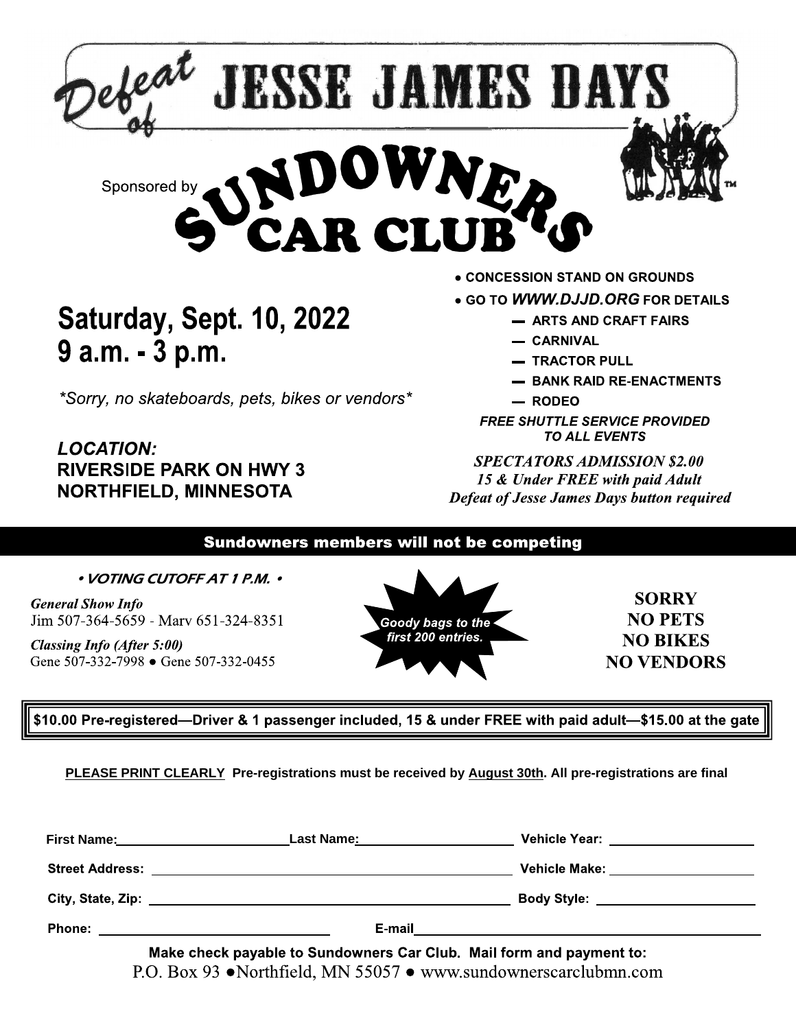# Defeat of JESSE JAMES DAYS

Sponsored by

# SUNDOWNERS CAR CLUB

## Saturday, Sept. 10, 2022
## 9 a.m. - 3 p.m.

*\*Sorry, no skateboards, pets, bikes or vendors\**

***LOCATION:***
**RIVERSIDE PARK ON HWY 3**
**NORTHFIELD, MINNESOTA**

- **CONCESSION STAND ON GROUNDS**
- **GO TO *WWW.DJJD.ORG* FOR DETAILS**
  - **ARTS AND CRAFT FAIRS**
  - **CARNIVAL**
  - **TRACTOR PULL**
  - **BANK RAID RE-ENACTMENTS**
  - **RODEO**

***FREE SHUTTLE SERVICE PROVIDED TO ALL EVENTS***

***SPECTATORS ADMISSION $2.00***
***15 & Under FREE with paid Adult***
***Defeat of Jesse James Days button required***

**Sundowners members will not be competing**

***• VOTING CUTOFF AT 1 P.M. •***

*General Show Info*
Jim 507-364-5659 - Marv 651-324-8351

*Classing Info (After 5:00)*
Gene 507-332-7998 ● Gene 507-332-0455

***Goody bags to the first 200 entries.***

**SORRY**
**NO PETS**
**NO BIKES**
**NO VENDORS**

**$10.00 Pre-registered—Driver & 1 passenger included, 15 & under FREE with paid adult—$15.00 at the gate**

**PLEASE PRINT CLEARLY Pre-registrations must be received by August 30th. All pre-registrations are final**

First Name:______________________ Last Name:______________________ Vehicle Year:__________________

Street Address:______________________________________________ Vehicle Make:__________________

City, State, Zip:______________________________________________ Body Style:__________________

Phone:____________________________ E-mail____________________________________________

**Make check payable to Sundowners Car Club. Mail form and payment to:**
P.O. Box 93 ●Northfield, MN 55057 ● www.sundownerscarclubmn.com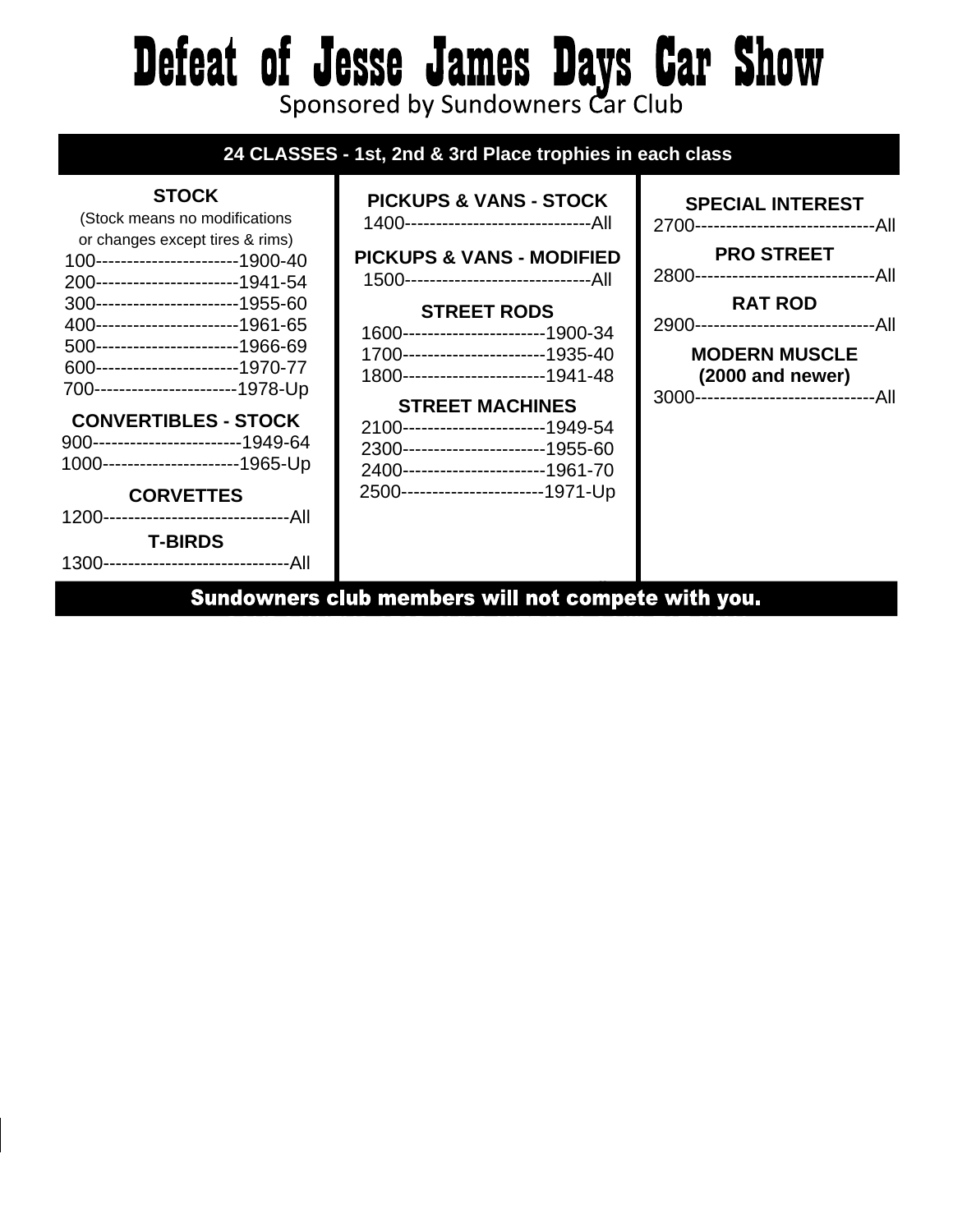# Defeat of Jesse James Days Car Show

Sponsored by Sundowners Car Club

**24 CLASSES - 1st, 2nd & 3rd Place trophies in each class**

**STOCK**

(Stock means no modifications or changes except tires & rims)

100-----------------------1900-40
200-----------------------1941-54
300-----------------------1955-60
400-----------------------1961-65
500-----------------------1966-69
600-----------------------1970-77
700-----------------------1978-Up

**CONVERTIBLES - STOCK**

900------------------------1949-64
1000----------------------1965-Up

**CORVETTES**

1200------------------------------All

**T-BIRDS**

1300------------------------------All

**PICKUPS & VANS - STOCK**

1400------------------------------All

**PICKUPS & VANS - MODIFIED**

1500------------------------------All

**STREET RODS**

1600-----------------------1900-34
1700-----------------------1935-40
1800-----------------------1941-48

**STREET MACHINES**

2100-----------------------1949-54
2300-----------------------1955-60
2400-----------------------1961-70
2500-----------------------1971-Up

**SPECIAL INTEREST**

2700-----------------------------All

**PRO STREET**

2800-----------------------------All

**RAT ROD**

2900-----------------------------All

**MODERN MUSCLE (2000 and newer)**

3000-----------------------------All

**Sundowners club members will not compete with you.**